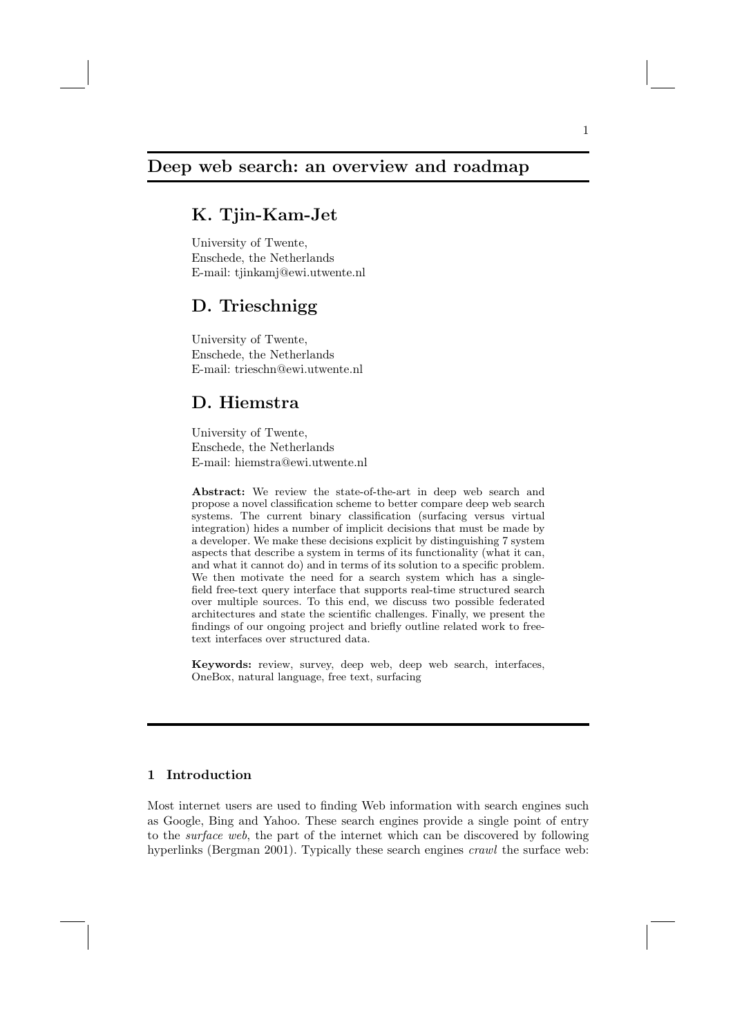# Deep web search: an overview and roadmap

## K. Tjin-Kam-Jet

University of Twente,
Enschede, the Netherlands
E-mail: tjinkamj@ewi.utwente.nl

## D. Trieschnigg

University of Twente,
Enschede, the Netherlands
E-mail: trieschn@ewi.utwente.nl

## D. Hiemstra

University of Twente,
Enschede, the Netherlands
E-mail: hiemstra@ewi.utwente.nl

**Abstract:** We review the state-of-the-art in deep web search and propose a novel classification scheme to better compare deep web search systems. The current binary classification (surfacing versus virtual integration) hides a number of implicit decisions that must be made by a developer. We make these decisions explicit by distinguishing 7 system aspects that describe a system in terms of its functionality (what it can, and what it cannot do) and in terms of its solution to a specific problem. We then motivate the need for a search system which has a single-field free-text query interface that supports real-time structured search over multiple sources. To this end, we discuss two possible federated architectures and state the scientific challenges. Finally, we present the findings of our ongoing project and briefly outline related work to free-text interfaces over structured data.

**Keywords:** review, survey, deep web, deep web search, interfaces, OneBox, natural language, free text, surfacing

## 1 Introduction

Most internet users are used to finding Web information with search engines such as Google, Bing and Yahoo. These search engines provide a single point of entry to the *surface web*, the part of the internet which can be discovered by following hyperlinks (Bergman 2001). Typically these search engines *crawl* the surface web: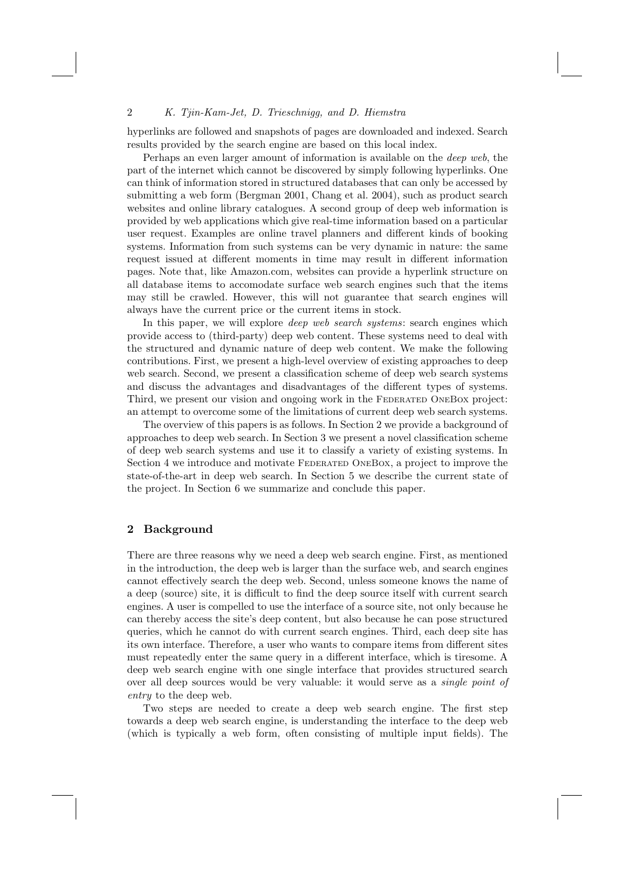hyperlinks are followed and snapshots of pages are downloaded and indexed. Search results provided by the search engine are based on this local index.

Perhaps an even larger amount of information is available on the *deep web*, the part of the internet which cannot be discovered by simply following hyperlinks. One can think of information stored in structured databases that can only be accessed by submitting a web form (Bergman 2001, Chang et al. 2004), such as product search websites and online library catalogues. A second group of deep web information is provided by web applications which give real-time information based on a particular user request. Examples are online travel planners and different kinds of booking systems. Information from such systems can be very dynamic in nature: the same request issued at different moments in time may result in different information pages. Note that, like Amazon.com, websites can provide a hyperlink structure on all database items to accomodate surface web search engines such that the items may still be crawled. However, this will not guarantee that search engines will always have the current price or the current items in stock.

In this paper, we will explore *deep web search systems*: search engines which provide access to (third-party) deep web content. These systems need to deal with the structured and dynamic nature of deep web content. We make the following contributions. First, we present a high-level overview of existing approaches to deep web search. Second, we present a classification scheme of deep web search systems and discuss the advantages and disadvantages of the different types of systems. Third, we present our vision and ongoing work in the Federated OneBox project: an attempt to overcome some of the limitations of current deep web search systems.

The overview of this papers is as follows. In Section 2 we provide a background of approaches to deep web search. In Section 3 we present a novel classification scheme of deep web search systems and use it to classify a variety of existing systems. In Section 4 we introduce and motivate Federated OneBox, a project to improve the state-of-the-art in deep web search. In Section 5 we describe the current state of the project. In Section 6 we summarize and conclude this paper.

## 2 Background

There are three reasons why we need a deep web search engine. First, as mentioned in the introduction, the deep web is larger than the surface web, and search engines cannot effectively search the deep web. Second, unless someone knows the name of a deep (source) site, it is difficult to find the deep source itself with current search engines. A user is compelled to use the interface of a source site, not only because he can thereby access the site's deep content, but also because he can pose structured queries, which he cannot do with current search engines. Third, each deep site has its own interface. Therefore, a user who wants to compare items from different sites must repeatedly enter the same query in a different interface, which is tiresome. A deep web search engine with one single interface that provides structured search over all deep sources would be very valuable: it would serve as a *single point of entry* to the deep web.

Two steps are needed to create a deep web search engine. The first step towards a deep web search engine, is understanding the interface to the deep web (which is typically a web form, often consisting of multiple input fields). The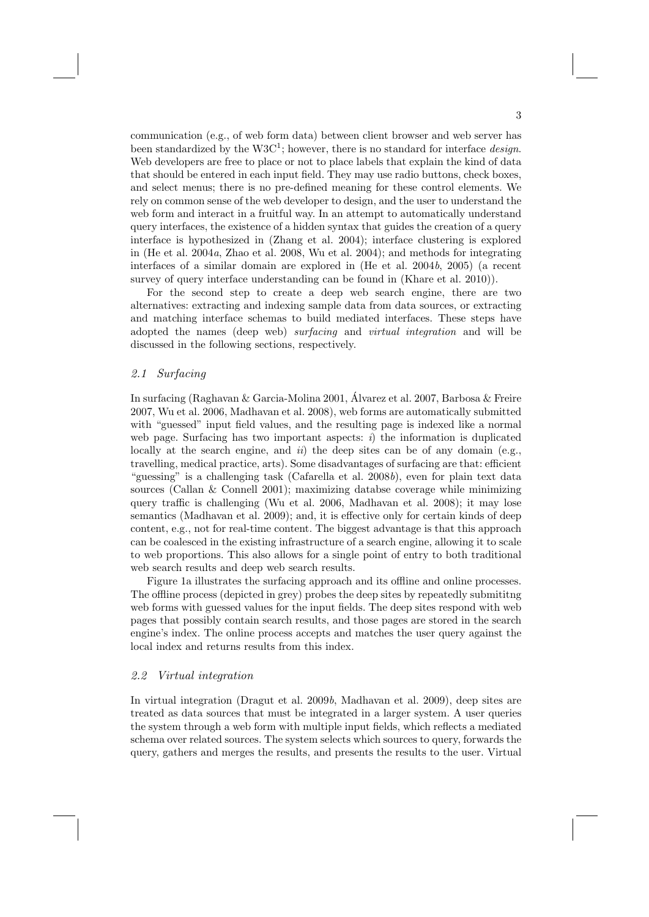communication (e.g., of web form data) between client browser and web server has been standardized by the W3C[1]; however, there is no standard for interface *design*. Web developers are free to place or not to place labels that explain the kind of data that should be entered in each input field. They may use radio buttons, check boxes, and select menus; there is no pre-defined meaning for these control elements. We rely on common sense of the web developer to design, and the user to understand the web form and interact in a fruitful way. In an attempt to automatically understand query interfaces, the existence of a hidden syntax that guides the creation of a query interface is hypothesized in (Zhang et al. 2004); interface clustering is explored in (He et al. 2004*a*, Zhao et al. 2008, Wu et al. 2004); and methods for integrating interfaces of a similar domain are explored in (He et al. 2004*b*, 2005) (a recent survey of query interface understanding can be found in (Khare et al. 2010)).

For the second step to create a deep web search engine, there are two alternatives: extracting and indexing sample data from data sources, or extracting and matching interface schemas to build mediated interfaces. These steps have adopted the names (deep web) *surfacing* and *virtual integration* and will be discussed in the following sections, respectively.

### *2.1 Surfacing*

In surfacing (Raghavan & Garcia-Molina 2001, Álvarez et al. 2007, Barbosa & Freire 2007, Wu et al. 2006, Madhavan et al. 2008), web forms are automatically submitted with "guessed" input field values, and the resulting page is indexed like a normal web page. Surfacing has two important aspects: *i*) the information is duplicated locally at the search engine, and *ii*) the deep sites can be of any domain (e.g., travelling, medical practice, arts). Some disadvantages of surfacing are that: efficient "guessing" is a challenging task (Cafarella et al. 2008*b*), even for plain text data sources (Callan & Connell 2001); maximizing databse coverage while minimizing query traffic is challenging (Wu et al. 2006, Madhavan et al. 2008); it may lose semantics (Madhavan et al. 2009); and, it is effective only for certain kinds of deep content, e.g., not for real-time content. The biggest advantage is that this approach can be coalesced in the existing infrastructure of a search engine, allowing it to scale to web proportions. This also allows for a single point of entry to both traditional web search results and deep web search results.

Figure 1a illustrates the surfacing approach and its offline and online processes. The offline process (depicted in grey) probes the deep sites by repeatedly submititng web forms with guessed values for the input fields. The deep sites respond with web pages that possibly contain search results, and those pages are stored in the search engine's index. The online process accepts and matches the user query against the local index and returns results from this index.

### *2.2 Virtual integration*

In virtual integration (Dragut et al. 2009*b*, Madhavan et al. 2009), deep sites are treated as data sources that must be integrated in a larger system. A user queries the system through a web form with multiple input fields, which reflects a mediated schema over related sources. The system selects which sources to query, forwards the query, gathers and merges the results, and presents the results to the user. Virtual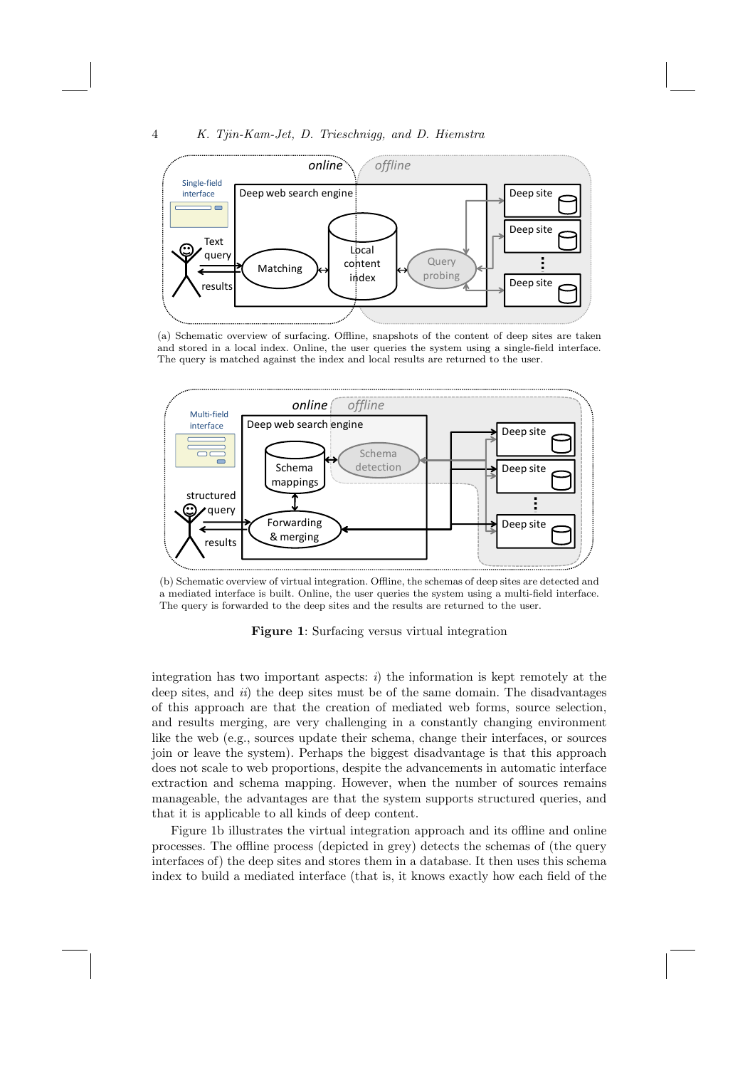(a) Schematic overview of surfacing. Offline, snapshots of the content of deep sites are taken and stored in a local index. Online, the user queries the system using a single-field interface. The query is matched against the index and local results are returned to the user.

(b) Schematic overview of virtual integration. Offline, the schemas of deep sites are detected and a mediated interface is built. Online, the user queries the system using a multi-field interface. The query is forwarded to the deep sites and the results are returned to the user.

**Figure 1**: Surfacing versus virtual integration

integration has two important aspects: *i*) the information is kept remotely at the deep sites, and *ii*) the deep sites must be of the same domain. The disadvantages of this approach are that the creation of mediated web forms, source selection, and results merging, are very challenging in a constantly changing environment like the web (e.g., sources update their schema, change their interfaces, or sources join or leave the system). Perhaps the biggest disadvantage is that this approach does not scale to web proportions, despite the advancements in automatic interface extraction and schema mapping. However, when the number of sources remains manageable, the advantages are that the system supports structured queries, and that it is applicable to all kinds of deep content.

Figure 1b illustrates the virtual integration approach and its offline and online processes. The offline process (depicted in grey) detects the schemas of (the query interfaces of) the deep sites and stores them in a database. It then uses this schema index to build a mediated interface (that is, it knows exactly how each field of the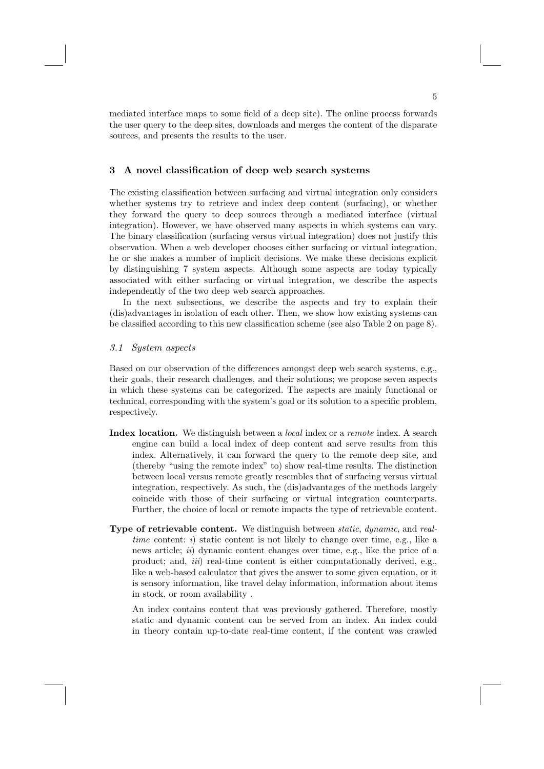mediated interface maps to some field of a deep site). The online process forwards the user query to the deep sites, downloads and merges the content of the disparate sources, and presents the results to the user.

## 3 A novel classification of deep web search systems

The existing classification between surfacing and virtual integration only considers whether systems try to retrieve and index deep content (surfacing), or whether they forward the query to deep sources through a mediated interface (virtual integration). However, we have observed many aspects in which systems can vary. The binary classification (surfacing versus virtual integration) does not justify this observation. When a web developer chooses either surfacing or virtual integration, he or she makes a number of implicit decisions. We make these decisions explicit by distinguishing 7 system aspects. Although some aspects are today typically associated with either surfacing or virtual integration, we describe the aspects independently of the two deep web search approaches.

In the next subsections, we describe the aspects and try to explain their (dis)advantages in isolation of each other. Then, we show how existing systems can be classified according to this new classification scheme (see also Table 2 on page 8).

### *3.1 System aspects*

Based on our observation of the differences amongst deep web search systems, e.g., their goals, their research challenges, and their solutions; we propose seven aspects in which these systems can be categorized. The aspects are mainly functional or technical, corresponding with the system's goal or its solution to a specific problem, respectively.

**Index location.** We distinguish between a *local* index or a *remote* index. A search engine can build a local index of deep content and serve results from this index. Alternatively, it can forward the query to the remote deep site, and (thereby "using the remote index" to) show real-time results. The distinction between local versus remote greatly resembles that of surfacing versus virtual integration, respectively. As such, the (dis)advantages of the methods largely coincide with those of their surfacing or virtual integration counterparts. Further, the choice of local or remote impacts the type of retrievable content.

**Type of retrievable content.** We distinguish between *static*, *dynamic*, and *real-time* content: *i*) static content is not likely to change over time, e.g., like a news article; *ii*) dynamic content changes over time, e.g., like the price of a product; and, *iii*) real-time content is either computationally derived, e.g., like a web-based calculator that gives the answer to some given equation, or it is sensory information, like travel delay information, information about items in stock, or room availability .

An index contains content that was previously gathered. Therefore, mostly static and dynamic content can be served from an index. An index could in theory contain up-to-date real-time content, if the content was crawled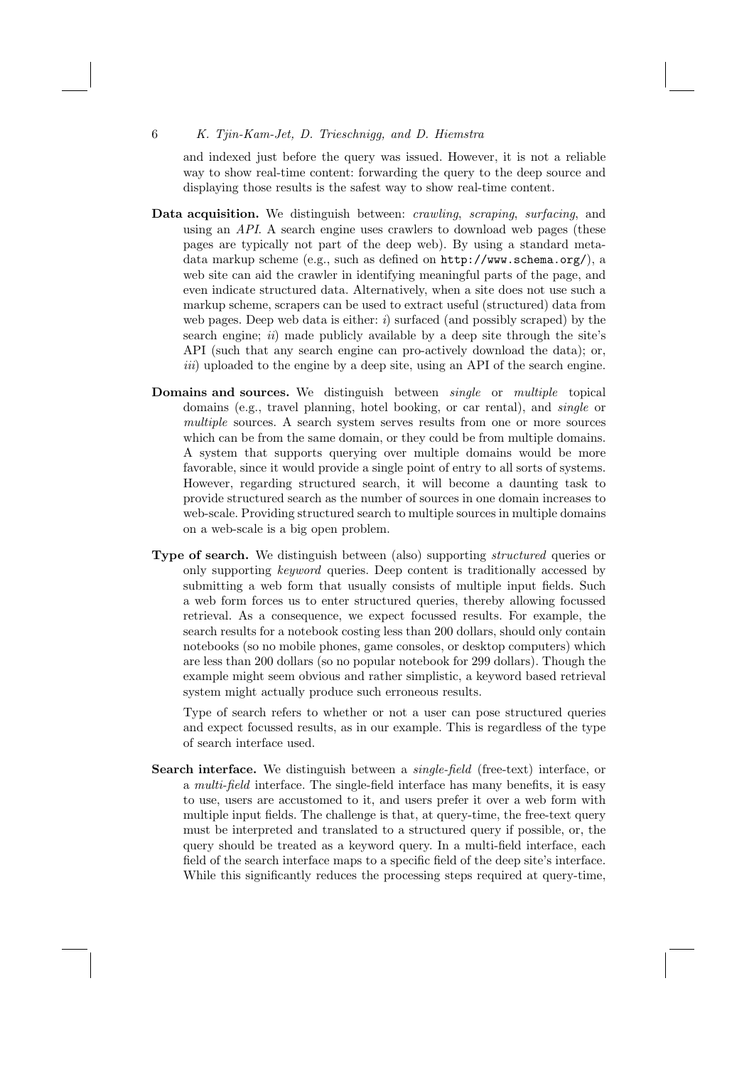and indexed just before the query was issued. However, it is not a reliable way to show real-time content: forwarding the query to the deep source and displaying those results is the safest way to show real-time content.

**Data acquisition.** We distinguish between: *crawling*, *scraping*, *surfacing*, and using an *API*. A search engine uses crawlers to download web pages (these pages are typically not part of the deep web). By using a standard metadata markup scheme (e.g., such as defined on `http://www.schema.org/`), a web site can aid the crawler in identifying meaningful parts of the page, and even indicate structured data. Alternatively, when a site does not use such a markup scheme, scrapers can be used to extract useful (structured) data from web pages. Deep web data is either: *i*) surfaced (and possibly scraped) by the search engine; *ii*) made publicly available by a deep site through the site's API (such that any search engine can pro-actively download the data); or, *iii*) uploaded to the engine by a deep site, using an API of the search engine.

**Domains and sources.** We distinguish between *single* or *multiple* topical domains (e.g., travel planning, hotel booking, or car rental), and *single* or *multiple* sources. A search system serves results from one or more sources which can be from the same domain, or they could be from multiple domains. A system that supports querying over multiple domains would be more favorable, since it would provide a single point of entry to all sorts of systems. However, regarding structured search, it will become a daunting task to provide structured search as the number of sources in one domain increases to web-scale. Providing structured search to multiple sources in multiple domains on a web-scale is a big open problem.

**Type of search.** We distinguish between (also) supporting *structured* queries or only supporting *keyword* queries. Deep content is traditionally accessed by submitting a web form that usually consists of multiple input fields. Such a web form forces us to enter structured queries, thereby allowing focussed retrieval. As a consequence, we expect focussed results. For example, the search results for a notebook costing less than 200 dollars, should only contain notebooks (so no mobile phones, game consoles, or desktop computers) which are less than 200 dollars (so no popular notebook for 299 dollars). Though the example might seem obvious and rather simplistic, a keyword based retrieval system might actually produce such erroneous results.

Type of search refers to whether or not a user can pose structured queries and expect focussed results, as in our example. This is regardless of the type of search interface used.

**Search interface.** We distinguish between a *single-field* (free-text) interface, or a *multi-field* interface. The single-field interface has many benefits, it is easy to use, users are accustomed to it, and users prefer it over a web form with multiple input fields. The challenge is that, at query-time, the free-text query must be interpreted and translated to a structured query if possible, or, the query should be treated as a keyword query. In a multi-field interface, each field of the search interface maps to a specific field of the deep site's interface. While this significantly reduces the processing steps required at query-time,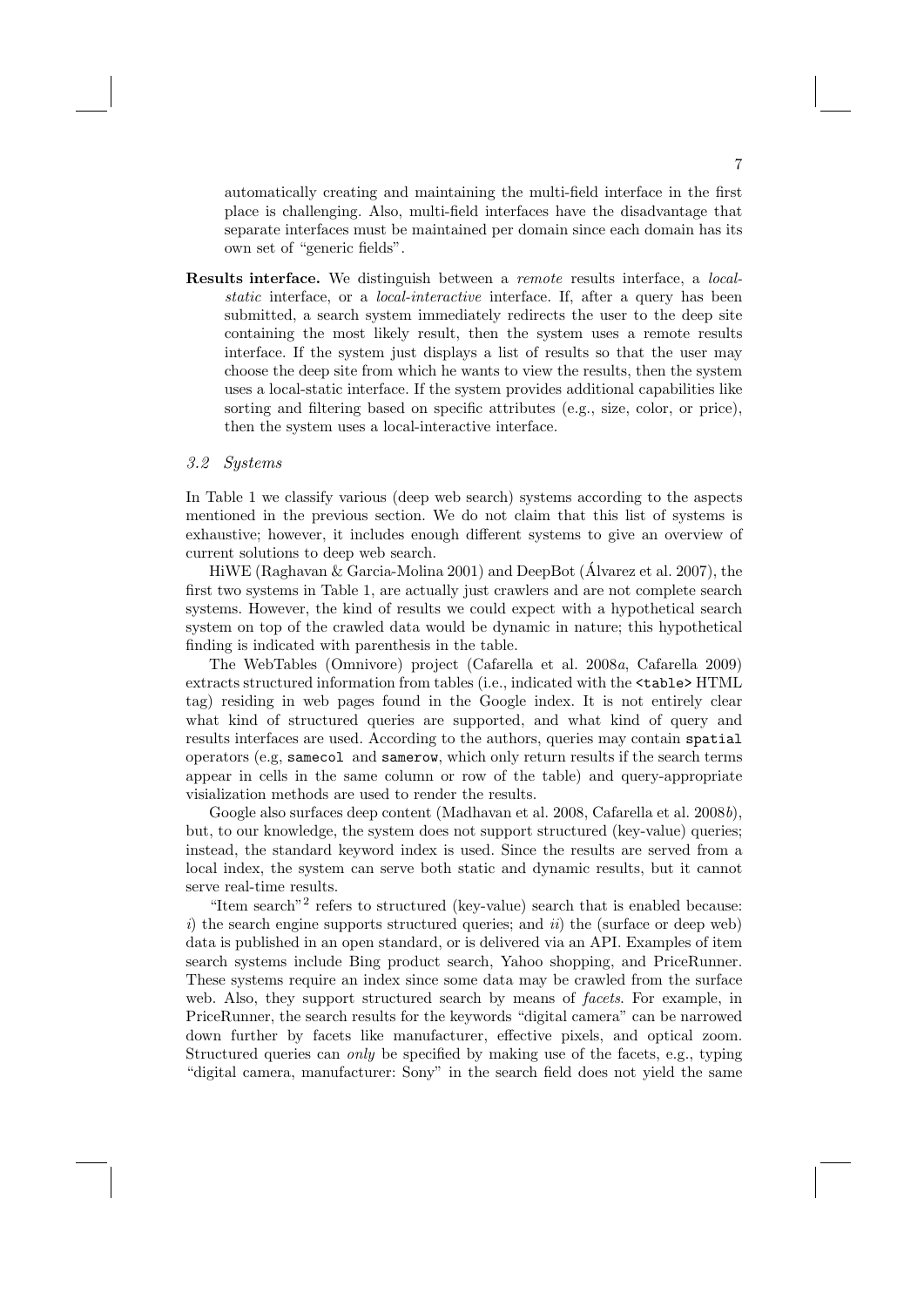automatically creating and maintaining the multi-field interface in the first place is challenging. Also, multi-field interfaces have the disadvantage that separate interfaces must be maintained per domain since each domain has its own set of "generic fields".

**Results interface.** We distinguish between a *remote* results interface, a *local-static* interface, or a *local-interactive* interface. If, after a query has been submitted, a search system immediately redirects the user to the deep site containing the most likely result, then the system uses a remote results interface. If the system just displays a list of results so that the user may choose the deep site from which he wants to view the results, then the system uses a local-static interface. If the system provides additional capabilities like sorting and filtering based on specific attributes (e.g., size, color, or price), then the system uses a local-interactive interface.

### *3.2 Systems*

In Table 1 we classify various (deep web search) systems according to the aspects mentioned in the previous section. We do not claim that this list of systems is exhaustive; however, it includes enough different systems to give an overview of current solutions to deep web search.

HiWE (Raghavan & Garcia-Molina 2001) and DeepBot (Álvarez et al. 2007), the first two systems in Table 1, are actually just crawlers and are not complete search systems. However, the kind of results we could expect with a hypothetical search system on top of the crawled data would be dynamic in nature; this hypothetical finding is indicated with parenthesis in the table.

The WebTables (Omnivore) project (Cafarella et al. 2008*a*, Cafarella 2009) extracts structured information from tables (i.e., indicated with the `<table>` HTML tag) residing in web pages found in the Google index. It is not entirely clear what kind of structured queries are supported, and what kind of query and results interfaces are used. According to the authors, queries may contain `spatial` operators (e.g, `samecol` and `samerow`, which only return results if the search terms appear in cells in the same column or row of the table) and query-appropriate visialization methods are used to render the results.

Google also surfaces deep content (Madhavan et al. 2008, Cafarella et al. 2008*b*), but, to our knowledge, the system does not support structured (key-value) queries; instead, the standard keyword index is used. Since the results are served from a local index, the system can serve both static and dynamic results, but it cannot serve real-time results.

"Item search"[2] refers to structured (key-value) search that is enabled because: *i*) the search engine supports structured queries; and *ii*) the (surface or deep web) data is published in an open standard, or is delivered via an API. Examples of item search systems include Bing product search, Yahoo shopping, and PriceRunner. These systems require an index since some data may be crawled from the surface web. Also, they support structured search by means of *facets*. For example, in PriceRunner, the search results for the keywords "digital camera" can be narrowed down further by facets like manufacturer, effective pixels, and optical zoom. Structured queries can *only* be specified by making use of the facets, e.g., typing "digital camera, manufacturer: Sony" in the search field does not yield the same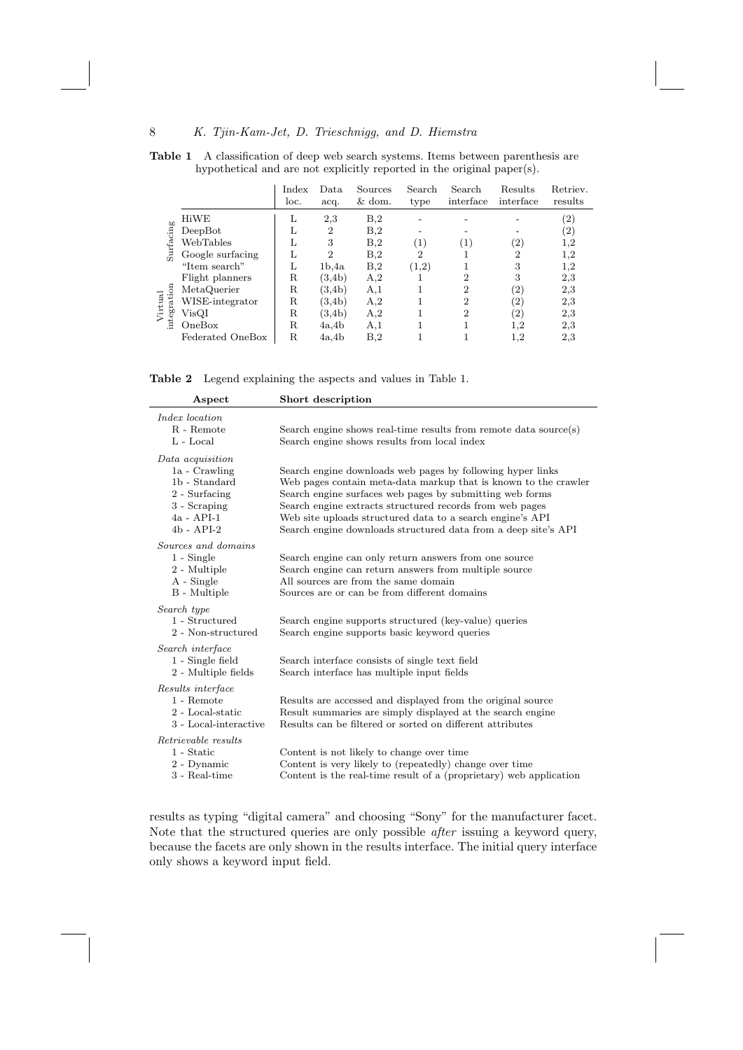**Table 1** A classification of deep web search systems. Items between parenthesis are hypothetical and are not explicitly reported in the original paper(s).

| | | Index loc. | Data acq. | Sources & dom. | Search type | Search interface | Results interface | Retriev. results |
|---|---|---|---|---|---|---|---|---|
| Surfacing | HiWE | L | 2,3 | B,2 | - | - | - | (2) |
| | DeepBot | L | 2 | B,2 | - | - | - | (2) |
| | WebTables | L | 3 | B,2 | (1) | (1) | (2) | 1,2 |
| | Google surfacing | L | 2 | B,2 | 2 | 1 | 2 | 1,2 |
| | "Item search" | L | 1b,4a | B,2 | (1,2) | 1 | 3 | 1,2 |
| Virtual integration | Flight planners | R | (3,4b) | A,2 | 1 | 2 | 3 | 2,3 |
| | MetaQuerier | R | (3,4b) | A,1 | 1 | 2 | (2) | 2,3 |
| | WISE-integrator | R | (3,4b) | A,2 | 1 | 2 | (2) | 2,3 |
| | VisQI | R | (3,4b) | A,2 | 1 | 2 | (2) | 2,3 |
| | OneBox | R | 4a,4b | A,1 | 1 | 1 | 1,2 | 2,3 |
| | Federated OneBox | R | 4a,4b | B,2 | 1 | 1 | 1,2 | 2,3 |

**Table 2** Legend explaining the aspects and values in Table 1.

| Aspect | Short description |
|---|---|
| *Index location* | |
| R - Remote | Search engine shows real-time results from remote data source(s) |
| L - Local | Search engine shows results from local index |
| *Data acquisition* | |
| 1a - Crawling | Search engine downloads web pages by following hyper links |
| 1b - Standard | Web pages contain meta-data markup that is known to the crawler |
| 2 - Surfacing | Search engine surfaces web pages by submitting web forms |
| 3 - Scraping | Search engine extracts structured records from web pages |
| 4a - API-1 | Web site uploads structured data to a search engine's API |
| 4b - API-2 | Search engine downloads structured data from a deep site's API |
| *Sources and domains* | |
| 1 - Single | Search engine can only return answers from one source |
| 2 - Multiple | Search engine can return answers from multiple source |
| A - Single | All sources are from the same domain |
| B - Multiple | Sources are or can be from different domains |
| *Search type* | |
| 1 - Structured | Search engine supports structured (key-value) queries |
| 2 - Non-structured | Search engine supports basic keyword queries |
| *Search interface* | |
| 1 - Single field | Search interface consists of single text field |
| 2 - Multiple fields | Search interface has multiple input fields |
| *Results interface* | |
| 1 - Remote | Results are accessed and displayed from the original source |
| 2 - Local-static | Result summaries are simply displayed at the search engine |
| 3 - Local-interactive | Results can be filtered or sorted on different attributes |
| *Retrievable results* | |
| 1 - Static | Content is not likely to change over time |
| 2 - Dynamic | Content is very likely to (repeatedly) change over time |
| 3 - Real-time | Content is the real-time result of a (proprietary) web application |

results as typing "digital camera" and choosing "Sony" for the manufacturer facet. Note that the structured queries are only possible *after* issuing a keyword query, because the facets are only shown in the results interface. The initial query interface only shows a keyword input field.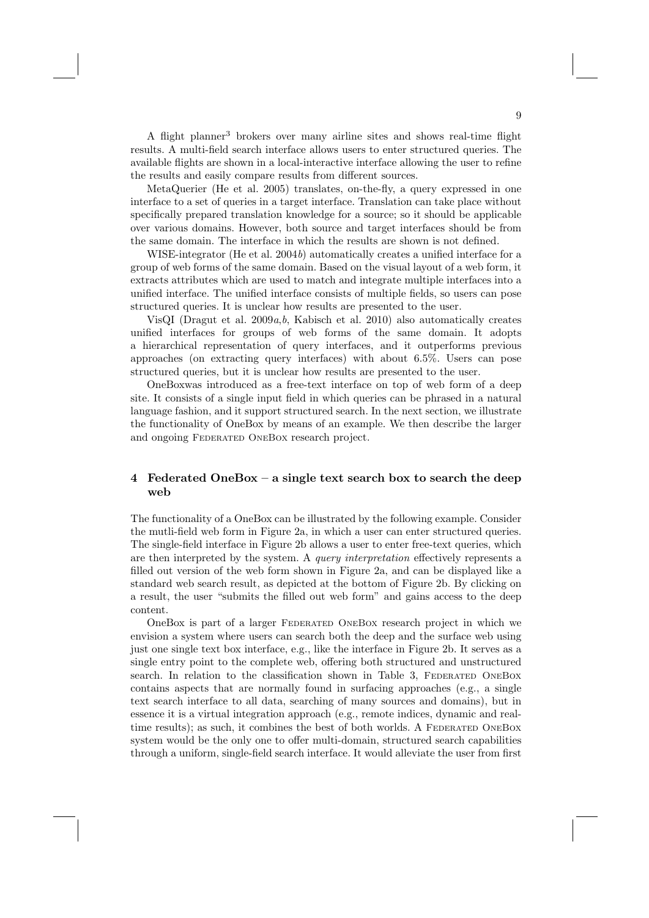A flight planner[3] brokers over many airline sites and shows real-time flight results. A multi-field search interface allows users to enter structured queries. The available flights are shown in a local-interactive interface allowing the user to refine the results and easily compare results from different sources.

MetaQuerier (He et al. 2005) translates, on-the-fly, a query expressed in one interface to a set of queries in a target interface. Translation can take place without specifically prepared translation knowledge for a source; so it should be applicable over various domains. However, both source and target interfaces should be from the same domain. The interface in which the results are shown is not defined.

WISE-integrator (He et al. 2004*b*) automatically creates a unified interface for a group of web forms of the same domain. Based on the visual layout of a web form, it extracts attributes which are used to match and integrate multiple interfaces into a unified interface. The unified interface consists of multiple fields, so users can pose structured queries. It is unclear how results are presented to the user.

VisQI (Dragut et al. 2009*a*,*b*, Kabisch et al. 2010) also automatically creates unified interfaces for groups of web forms of the same domain. It adopts a hierarchical representation of query interfaces, and it outperforms previous approaches (on extracting query interfaces) with about 6.5%. Users can pose structured queries, but it is unclear how results are presented to the user.

OneBoxwas introduced as a free-text interface on top of web form of a deep site. It consists of a single input field in which queries can be phrased in a natural language fashion, and it support structured search. In the next section, we illustrate the functionality of OneBox by means of an example. We then describe the larger and ongoing Federated OneBox research project.

## 4 Federated OneBox – a single text search box to search the deep web

The functionality of a OneBox can be illustrated by the following example. Consider the mutli-field web form in Figure 2a, in which a user can enter structured queries. The single-field interface in Figure 2b allows a user to enter free-text queries, which are then interpreted by the system. A *query interpretation* effectively represents a filled out version of the web form shown in Figure 2a, and can be displayed like a standard web search result, as depicted at the bottom of Figure 2b. By clicking on a result, the user "submits the filled out web form" and gains access to the deep content.

OneBox is part of a larger Federated OneBox research project in which we envision a system where users can search both the deep and the surface web using just one single text box interface, e.g., like the interface in Figure 2b. It serves as a single entry point to the complete web, offering both structured and unstructured search. In relation to the classification shown in Table 3, Federated OneBox contains aspects that are normally found in surfacing approaches (e.g., a single text search interface to all data, searching of many sources and domains), but in essence it is a virtual integration approach (e.g., remote indices, dynamic and real-time results); as such, it combines the best of both worlds. A Federated OneBox system would be the only one to offer multi-domain, structured search capabilities through a uniform, single-field search interface. It would alleviate the user from first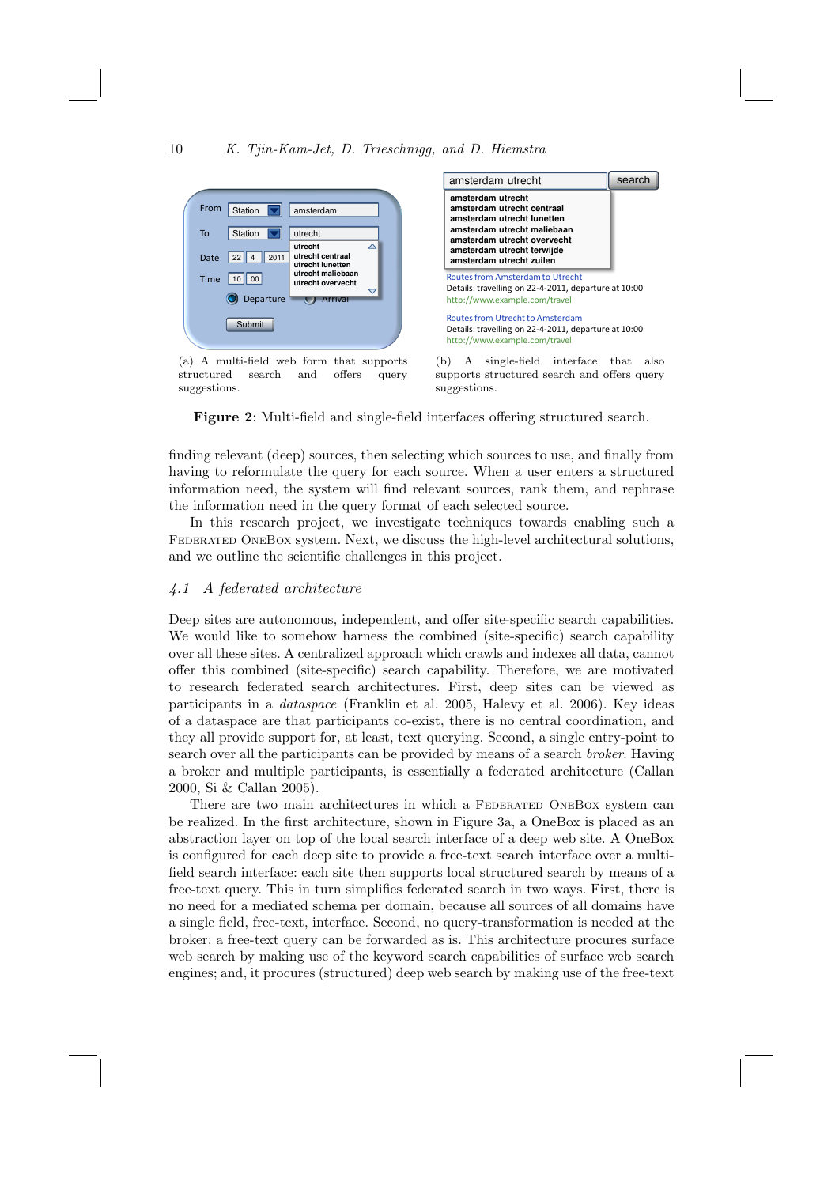(a) A multi-field web form that supports structured search and offers query suggestions.

(b) A single-field interface that also supports structured search and offers query suggestions.

**Figure 2**: Multi-field and single-field interfaces offering structured search.

finding relevant (deep) sources, then selecting which sources to use, and finally from having to reformulate the query for each source. When a user enters a structured information need, the system will find relevant sources, rank them, and rephrase the information need in the query format of each selected source.

In this research project, we investigate techniques towards enabling such a Federated OneBox system. Next, we discuss the high-level architectural solutions, and we outline the scientific challenges in this project.

### *4.1 A federated architecture*

Deep sites are autonomous, independent, and offer site-specific search capabilities. We would like to somehow harness the combined (site-specific) search capability over all these sites. A centralized approach which crawls and indexes all data, cannot offer this combined (site-specific) search capability. Therefore, we are motivated to research federated search architectures. First, deep sites can be viewed as participants in a *dataspace* (Franklin et al. 2005, Halevy et al. 2006). Key ideas of a dataspace are that participants co-exist, there is no central coordination, and they all provide support for, at least, text querying. Second, a single entry-point to search over all the participants can be provided by means of a search *broker*. Having a broker and multiple participants, is essentially a federated architecture (Callan 2000, Si & Callan 2005).

There are two main architectures in which a Federated OneBox system can be realized. In the first architecture, shown in Figure 3a, a OneBox is placed as an abstraction layer on top of the local search interface of a deep web site. A OneBox is configured for each deep site to provide a free-text search interface over a multi-field search interface: each site then supports local structured search by means of a free-text query. This in turn simplifies federated search in two ways. First, there is no need for a mediated schema per domain, because all sources of all domains have a single field, free-text, interface. Second, no query-transformation is needed at the broker: a free-text query can be forwarded as is. This architecture procures surface web search by making use of the keyword search capabilities of surface web search engines; and, it procures (structured) deep web search by making use of the free-text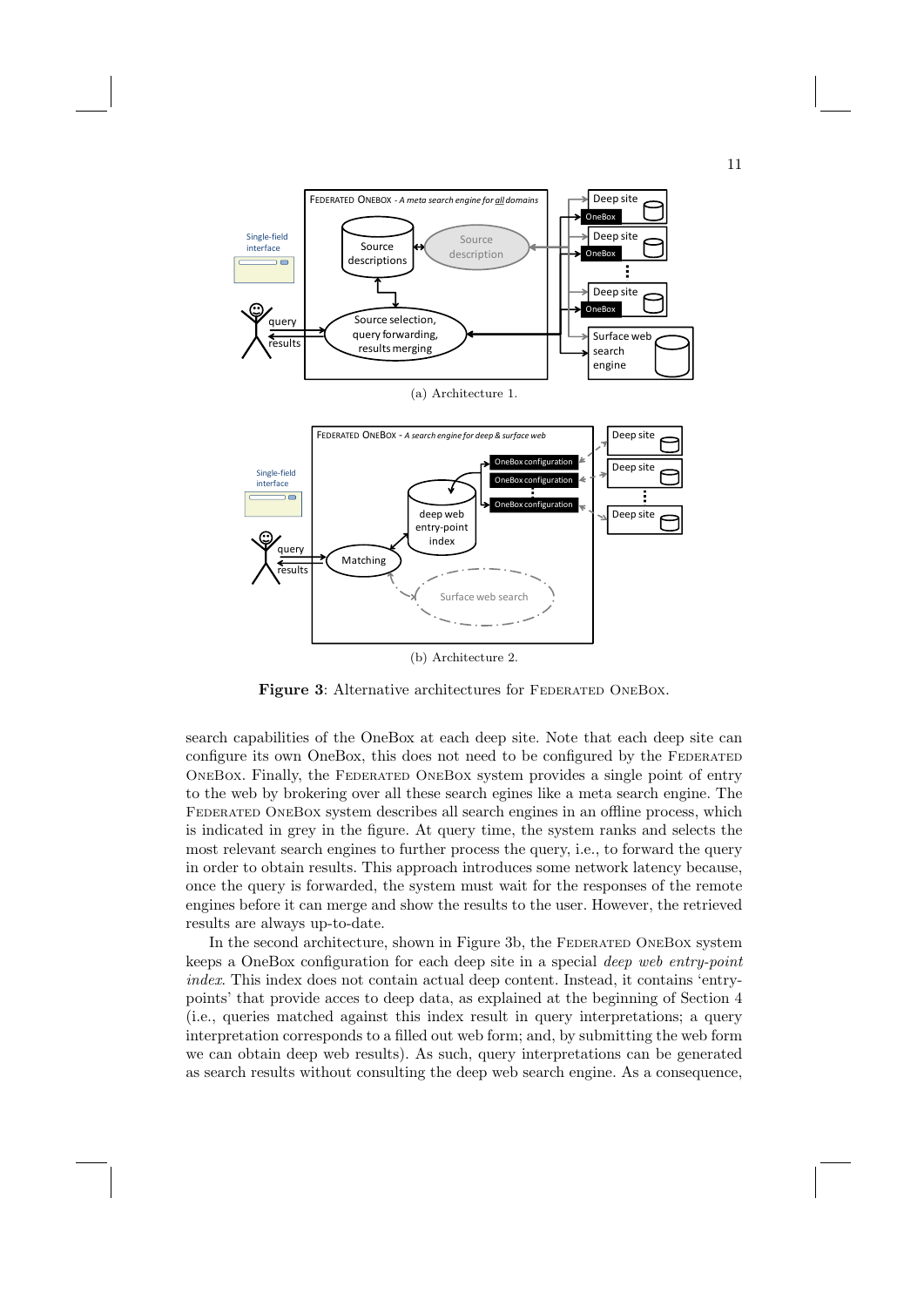(a) Architecture 1.

(b) Architecture 2.

**Figure 3**: Alternative architectures for FEDERATED ONEBOX.

search capabilities of the OneBox at each deep site. Note that each deep site can configure its own OneBox, this does not need to be configured by the FEDERATED ONEBOX. Finally, the FEDERATED ONEBOX system provides a single point of entry to the web by brokering over all these search egines like a meta search engine. The FEDERATED ONEBOX system describes all search engines in an offline process, which is indicated in grey in the figure. At query time, the system ranks and selects the most relevant search engines to further process the query, i.e., to forward the query in order to obtain results. This approach introduces some network latency because, once the query is forwarded, the system must wait for the responses of the remote engines before it can merge and show the results to the user. However, the retrieved results are always up-to-date.

In the second architecture, shown in Figure 3b, the FEDERATED ONEBOX system keeps a OneBox configuration for each deep site in a special *deep web entry-point index*. This index does not contain actual deep content. Instead, it contains 'entry-points' that provide acces to deep data, as explained at the beginning of Section 4 (i.e., queries matched against this index result in query interpretations; a query interpretation corresponds to a filled out web form; and, by submitting the web form we can obtain deep web results). As such, query interpretations can be generated as search results without consulting the deep web search engine. As a consequence,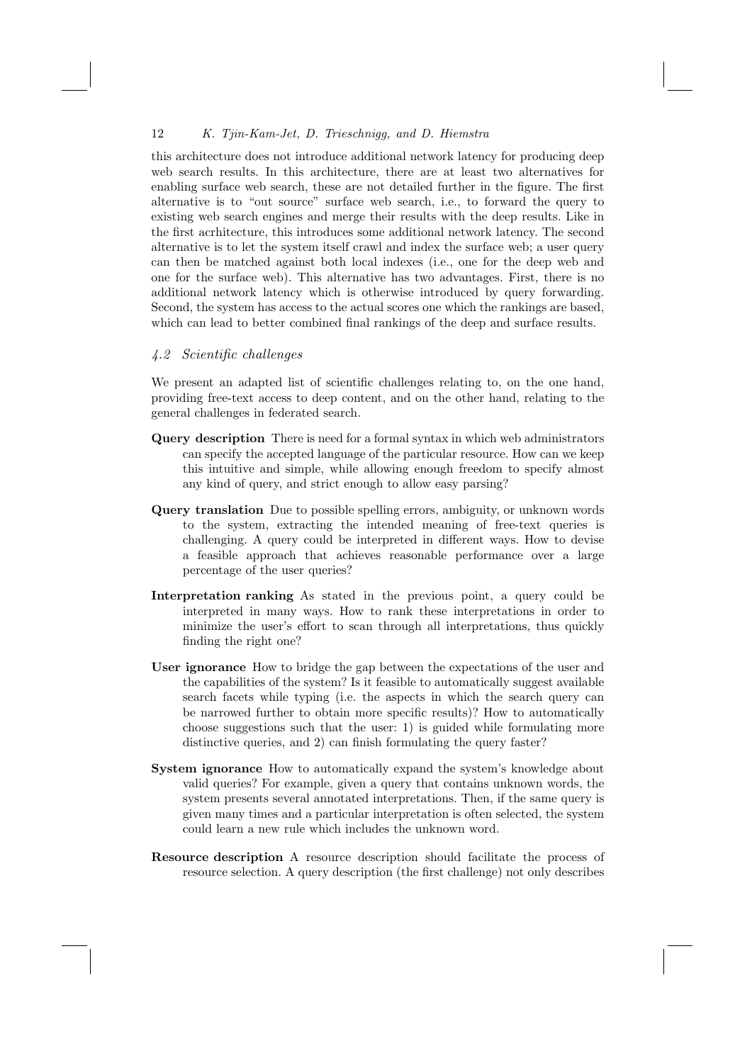this architecture does not introduce additional network latency for producing deep web search results. In this architecture, there are at least two alternatives for enabling surface web search, these are not detailed further in the figure. The first alternative is to "out source" surface web search, i.e., to forward the query to existing web search engines and merge their results with the deep results. Like in the first acrhitecture, this introduces some additional network latency. The second alternative is to let the system itself crawl and index the surface web; a user query can then be matched against both local indexes (i.e., one for the deep web and one for the surface web). This alternative has two advantages. First, there is no additional network latency which is otherwise introduced by query forwarding. Second, the system has access to the actual scores one which the rankings are based, which can lead to better combined final rankings of the deep and surface results.

### *4.2 Scientific challenges*

We present an adapted list of scientific challenges relating to, on the one hand, providing free-text access to deep content, and on the other hand, relating to the general challenges in federated search.

**Query description** There is need for a formal syntax in which web administrators can specify the accepted language of the particular resource. How can we keep this intuitive and simple, while allowing enough freedom to specify almost any kind of query, and strict enough to allow easy parsing?

**Query translation** Due to possible spelling errors, ambiguity, or unknown words to the system, extracting the intended meaning of free-text queries is challenging. A query could be interpreted in different ways. How to devise a feasible approach that achieves reasonable performance over a large percentage of the user queries?

**Interpretation ranking** As stated in the previous point, a query could be interpreted in many ways. How to rank these interpretations in order to minimize the user's effort to scan through all interpretations, thus quickly finding the right one?

**User ignorance** How to bridge the gap between the expectations of the user and the capabilities of the system? Is it feasible to automatically suggest available search facets while typing (i.e. the aspects in which the search query can be narrowed further to obtain more specific results)? How to automatically choose suggestions such that the user: 1) is guided while formulating more distinctive queries, and 2) can finish formulating the query faster?

**System ignorance** How to automatically expand the system's knowledge about valid queries? For example, given a query that contains unknown words, the system presents several annotated interpretations. Then, if the same query is given many times and a particular interpretation is often selected, the system could learn a new rule which includes the unknown word.

**Resource description** A resource description should facilitate the process of resource selection. A query description (the first challenge) not only describes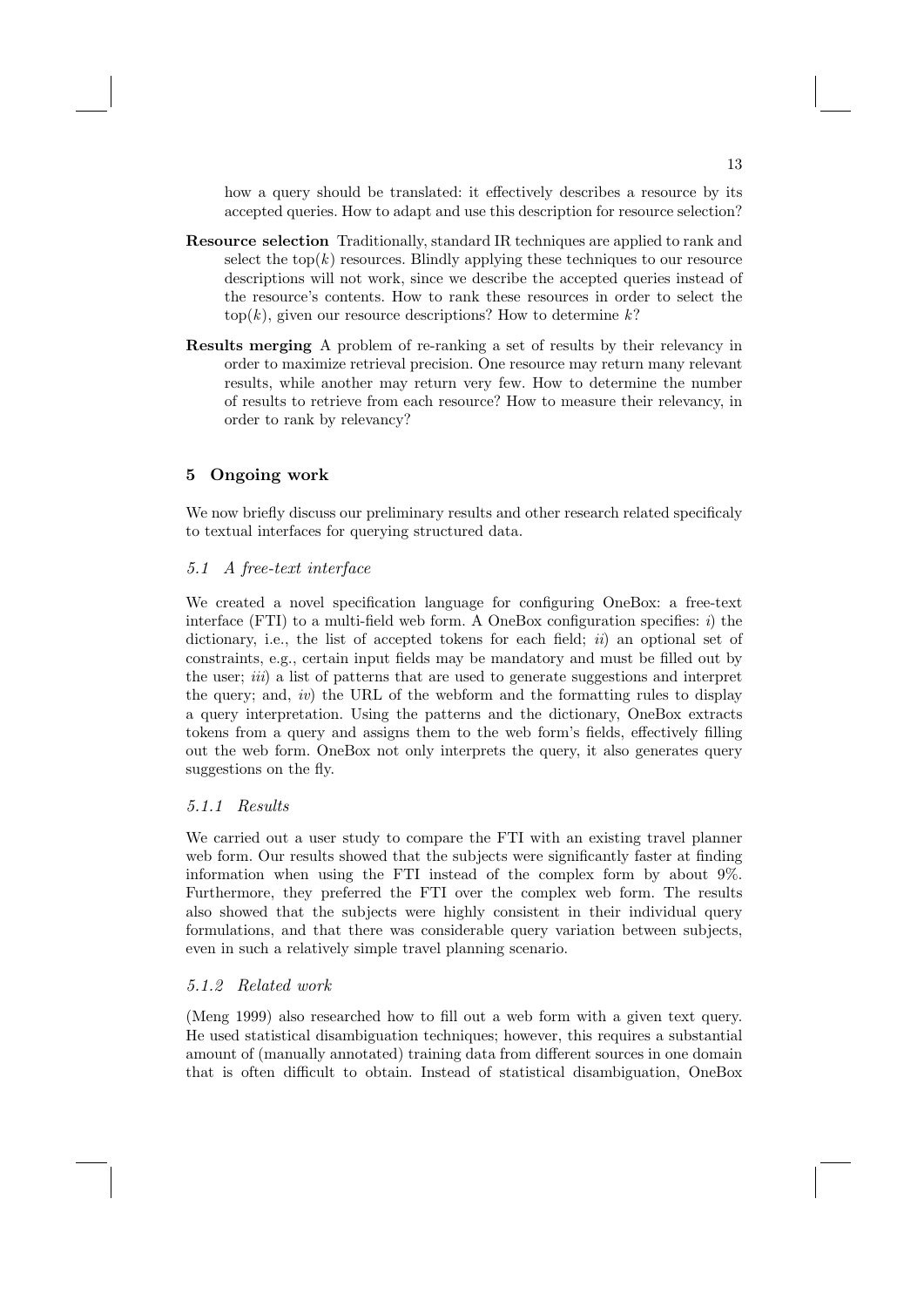how a query should be translated: it effectively describes a resource by its accepted queries. How to adapt and use this description for resource selection?

**Resource selection** Traditionally, standard IR techniques are applied to rank and select the top($k$) resources. Blindly applying these techniques to our resource descriptions will not work, since we describe the accepted queries instead of the resource's contents. How to rank these resources in order to select the top($k$), given our resource descriptions? How to determine $k$?

**Results merging** A problem of re-ranking a set of results by their relevancy in order to maximize retrieval precision. One resource may return many relevant results, while another may return very few. How to determine the number of results to retrieve from each resource? How to measure their relevancy, in order to rank by relevancy?

## 5 Ongoing work

We now briefly discuss our preliminary results and other research related specificaly to textual interfaces for querying structured data.

### *5.1 A free-text interface*

We created a novel specification language for configuring OneBox: a free-text interface (FTI) to a multi-field web form. A OneBox configuration specifies: *i*) the dictionary, i.e., the list of accepted tokens for each field; *ii*) an optional set of constraints, e.g., certain input fields may be mandatory and must be filled out by the user; *iii*) a list of patterns that are used to generate suggestions and interpret the query; and, *iv*) the URL of the webform and the formatting rules to display a query interpretation. Using the patterns and the dictionary, OneBox extracts tokens from a query and assigns them to the web form's fields, effectively filling out the web form. OneBox not only interprets the query, it also generates query suggestions on the fly.

#### *5.1.1 Results*

We carried out a user study to compare the FTI with an existing travel planner web form. Our results showed that the subjects were significantly faster at finding information when using the FTI instead of the complex form by about 9%. Furthermore, they preferred the FTI over the complex web form. The results also showed that the subjects were highly consistent in their individual query formulations, and that there was considerable query variation between subjects, even in such a relatively simple travel planning scenario.

#### *5.1.2 Related work*

(Meng 1999) also researched how to fill out a web form with a given text query. He used statistical disambiguation techniques; however, this requires a substantial amount of (manually annotated) training data from different sources in one domain that is often difficult to obtain. Instead of statistical disambiguation, OneBox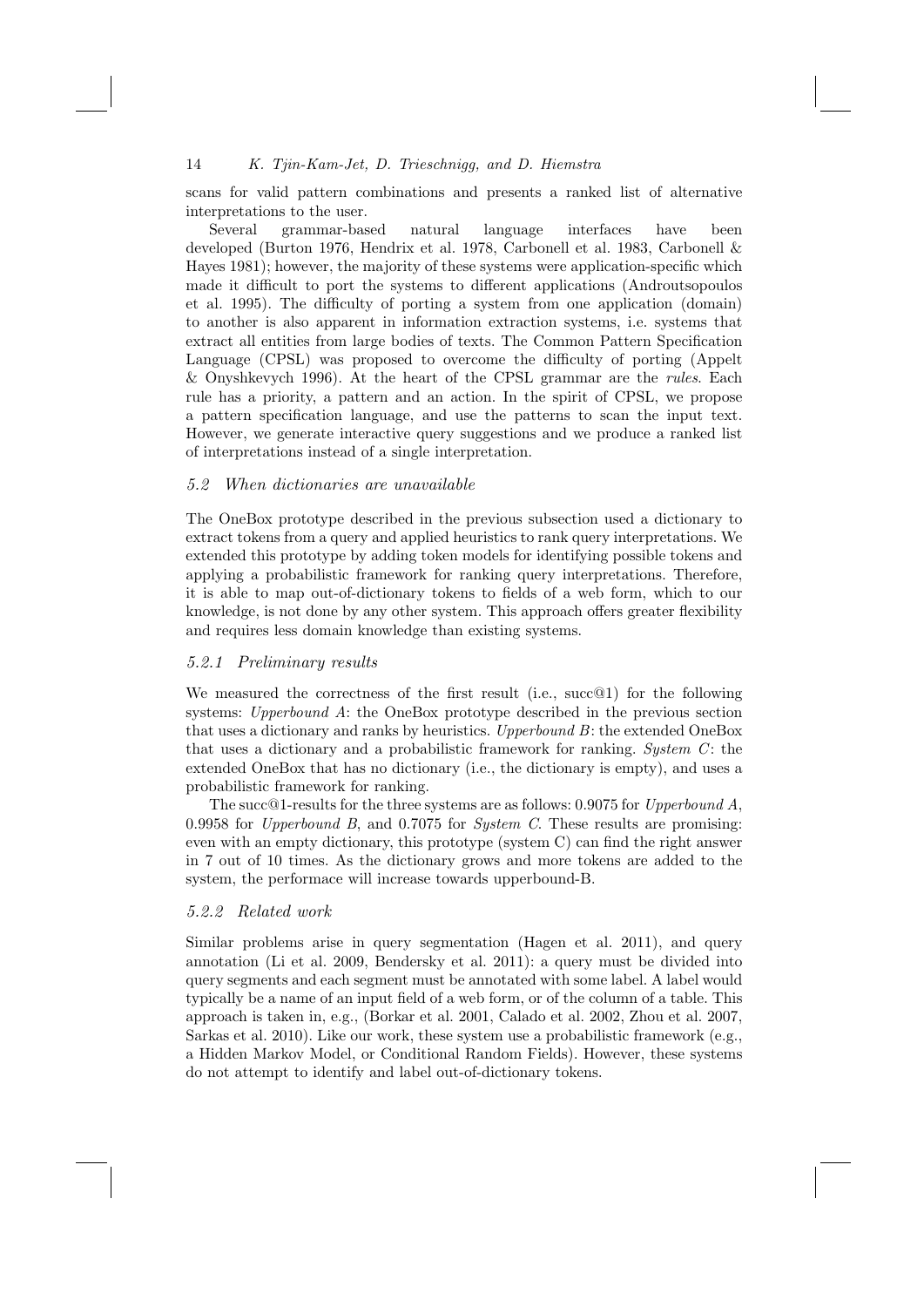scans for valid pattern combinations and presents a ranked list of alternative interpretations to the user.

Several grammar-based natural language interfaces have been developed (Burton 1976, Hendrix et al. 1978, Carbonell et al. 1983, Carbonell & Hayes 1981); however, the majority of these systems were application-specific which made it difficult to port the systems to different applications (Androutsopoulos et al. 1995). The difficulty of porting a system from one application (domain) to another is also apparent in information extraction systems, i.e. systems that extract all entities from large bodies of texts. The Common Pattern Specification Language (CPSL) was proposed to overcome the difficulty of porting (Appelt & Onyshkevych 1996). At the heart of the CPSL grammar are the *rules*. Each rule has a priority, a pattern and an action. In the spirit of CPSL, we propose a pattern specification language, and use the patterns to scan the input text. However, we generate interactive query suggestions and we produce a ranked list of interpretations instead of a single interpretation.

### *5.2 When dictionaries are unavailable*

The OneBox prototype described in the previous subsection used a dictionary to extract tokens from a query and applied heuristics to rank query interpretations. We extended this prototype by adding token models for identifying possible tokens and applying a probabilistic framework for ranking query interpretations. Therefore, it is able to map out-of-dictionary tokens to fields of a web form, which to our knowledge, is not done by any other system. This approach offers greater flexibility and requires less domain knowledge than existing systems.

#### *5.2.1 Preliminary results*

We measured the correctness of the first result (i.e., succ@1) for the following systems: *Upperbound A*: the OneBox prototype described in the previous section that uses a dictionary and ranks by heuristics. *Upperbound B*: the extended OneBox that uses a dictionary and a probabilistic framework for ranking. *System C*: the extended OneBox that has no dictionary (i.e., the dictionary is empty), and uses a probabilistic framework for ranking.

The succ@1-results for the three systems are as follows: 0.9075 for *Upperbound A*, 0.9958 for *Upperbound B*, and 0.7075 for *System C*. These results are promising: even with an empty dictionary, this prototype (system C) can find the right answer in 7 out of 10 times. As the dictionary grows and more tokens are added to the system, the performace will increase towards upperbound-B.

#### *5.2.2 Related work*

Similar problems arise in query segmentation (Hagen et al. 2011), and query annotation (Li et al. 2009, Bendersky et al. 2011): a query must be divided into query segments and each segment must be annotated with some label. A label would typically be a name of an input field of a web form, or of the column of a table. This approach is taken in, e.g., (Borkar et al. 2001, Calado et al. 2002, Zhou et al. 2007, Sarkas et al. 2010). Like our work, these system use a probabilistic framework (e.g., a Hidden Markov Model, or Conditional Random Fields). However, these systems do not attempt to identify and label out-of-dictionary tokens.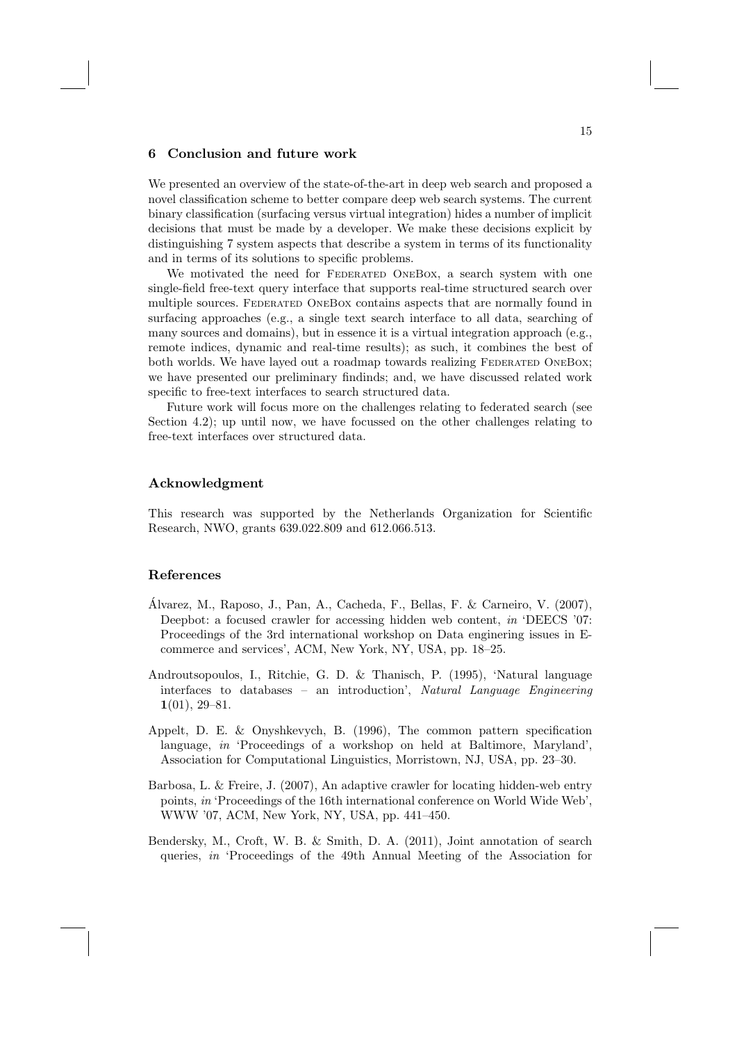## 6 Conclusion and future work

We presented an overview of the state-of-the-art in deep web search and proposed a novel classification scheme to better compare deep web search systems. The current binary classification (surfacing versus virtual integration) hides a number of implicit decisions that must be made by a developer. We make these decisions explicit by distinguishing 7 system aspects that describe a system in terms of its functionality and in terms of its solutions to specific problems.

We motivated the need for Federated OneBox, a search system with one single-field free-text query interface that supports real-time structured search over multiple sources. Federated OneBox contains aspects that are normally found in surfacing approaches (e.g., a single text search interface to all data, searching of many sources and domains), but in essence it is a virtual integration approach (e.g., remote indices, dynamic and real-time results); as such, it combines the best of both worlds. We have layed out a roadmap towards realizing Federated OneBox; we have presented our preliminary findinds; and, we have discussed related work specific to free-text interfaces to search structured data.

Future work will focus more on the challenges relating to federated search (see Section 4.2); up until now, we have focussed on the other challenges relating to free-text interfaces over structured data.

## Acknowledgment

This research was supported by the Netherlands Organization for Scientific Research, NWO, grants 639.022.809 and 612.066.513.

## References

Álvarez, M., Raposo, J., Pan, A., Cacheda, F., Bellas, F. & Carneiro, V. (2007), Deepbot: a focused crawler for accessing hidden web content, *in* 'DEECS '07: Proceedings of the 3rd international workshop on Data enginering issues in E-commerce and services', ACM, New York, NY, USA, pp. 18–25.

Androutsopoulos, I., Ritchie, G. D. & Thanisch, P. (1995), 'Natural language interfaces to databases – an introduction', *Natural Language Engineering* **1**(01), 29–81.

Appelt, D. E. & Onyshkevych, B. (1996), The common pattern specification language, *in* 'Proceedings of a workshop on held at Baltimore, Maryland', Association for Computational Linguistics, Morristown, NJ, USA, pp. 23–30.

Barbosa, L. & Freire, J. (2007), An adaptive crawler for locating hidden-web entry points, *in* 'Proceedings of the 16th international conference on World Wide Web', WWW '07, ACM, New York, NY, USA, pp. 441–450.

Bendersky, M., Croft, W. B. & Smith, D. A. (2011), Joint annotation of search queries, *in* 'Proceedings of the 49th Annual Meeting of the Association for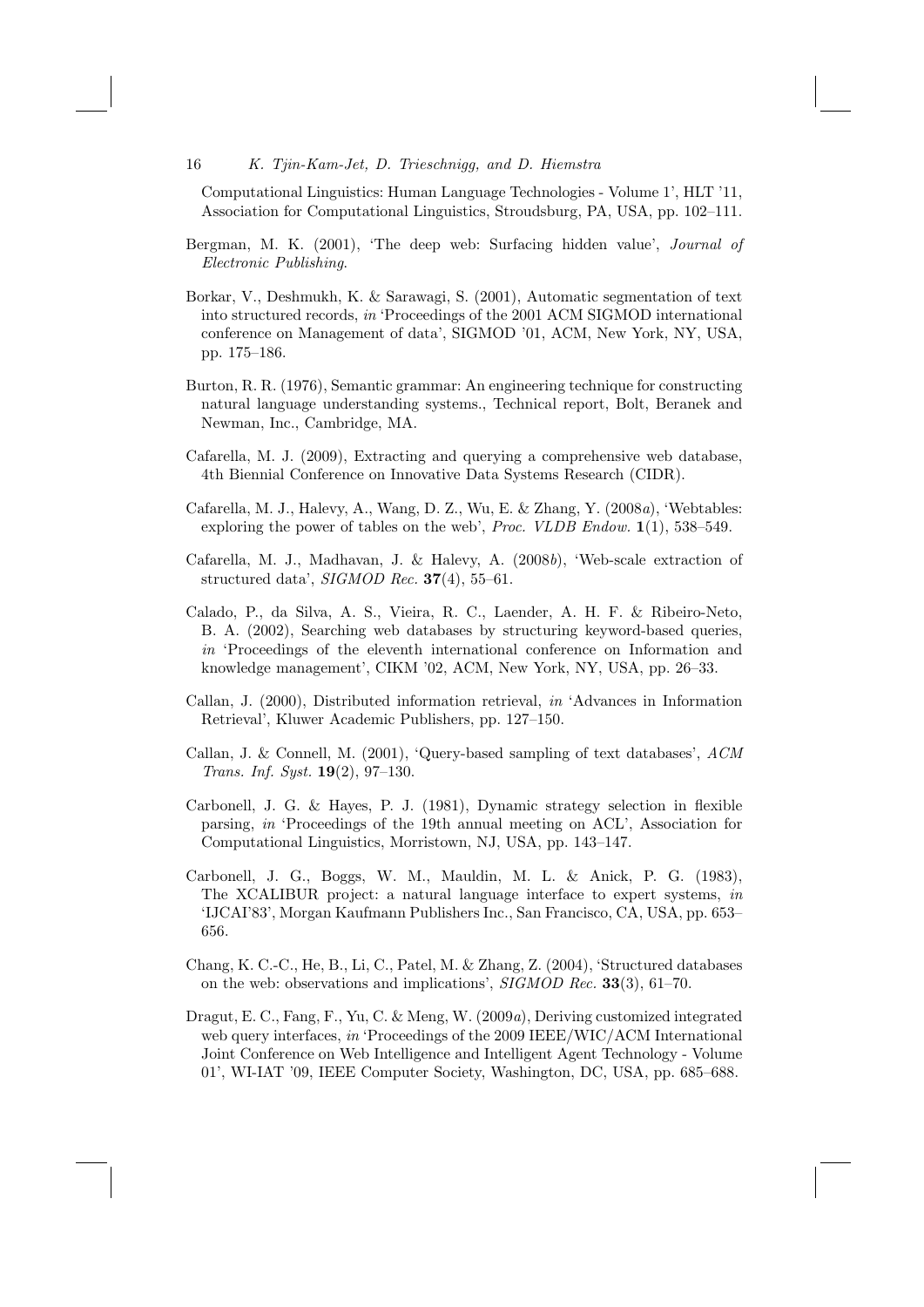Computational Linguistics: Human Language Technologies - Volume 1', HLT '11, Association for Computational Linguistics, Stroudsburg, PA, USA, pp. 102–111.

Bergman, M. K. (2001), 'The deep web: Surfacing hidden value', *Journal of Electronic Publishing*.

Borkar, V., Deshmukh, K. & Sarawagi, S. (2001), Automatic segmentation of text into structured records, *in* 'Proceedings of the 2001 ACM SIGMOD international conference on Management of data', SIGMOD '01, ACM, New York, NY, USA, pp. 175–186.

Burton, R. R. (1976), Semantic grammar: An engineering technique for constructing natural language understanding systems., Technical report, Bolt, Beranek and Newman, Inc., Cambridge, MA.

Cafarella, M. J. (2009), Extracting and querying a comprehensive web database, 4th Biennial Conference on Innovative Data Systems Research (CIDR).

Cafarella, M. J., Halevy, A., Wang, D. Z., Wu, E. & Zhang, Y. (2008*a*), 'Webtables: exploring the power of tables on the web', *Proc. VLDB Endow.* **1**(1), 538–549.

Cafarella, M. J., Madhavan, J. & Halevy, A. (2008*b*), 'Web-scale extraction of structured data', *SIGMOD Rec.* **37**(4), 55–61.

Calado, P., da Silva, A. S., Vieira, R. C., Laender, A. H. F. & Ribeiro-Neto, B. A. (2002), Searching web databases by structuring keyword-based queries, *in* 'Proceedings of the eleventh international conference on Information and knowledge management', CIKM '02, ACM, New York, NY, USA, pp. 26–33.

Callan, J. (2000), Distributed information retrieval, *in* 'Advances in Information Retrieval', Kluwer Academic Publishers, pp. 127–150.

Callan, J. & Connell, M. (2001), 'Query-based sampling of text databases', *ACM Trans. Inf. Syst.* **19**(2), 97–130.

Carbonell, J. G. & Hayes, P. J. (1981), Dynamic strategy selection in flexible parsing, *in* 'Proceedings of the 19th annual meeting on ACL', Association for Computational Linguistics, Morristown, NJ, USA, pp. 143–147.

Carbonell, J. G., Boggs, W. M., Mauldin, M. L. & Anick, P. G. (1983), The XCALIBUR project: a natural language interface to expert systems, *in* 'IJCAI'83', Morgan Kaufmann Publishers Inc., San Francisco, CA, USA, pp. 653–656.

Chang, K. C.-C., He, B., Li, C., Patel, M. & Zhang, Z. (2004), 'Structured databases on the web: observations and implications', *SIGMOD Rec.* **33**(3), 61–70.

Dragut, E. C., Fang, F., Yu, C. & Meng, W. (2009*a*), Deriving customized integrated web query interfaces, *in* 'Proceedings of the 2009 IEEE/WIC/ACM International Joint Conference on Web Intelligence and Intelligent Agent Technology - Volume 01', WI-IAT '09, IEEE Computer Society, Washington, DC, USA, pp. 685–688.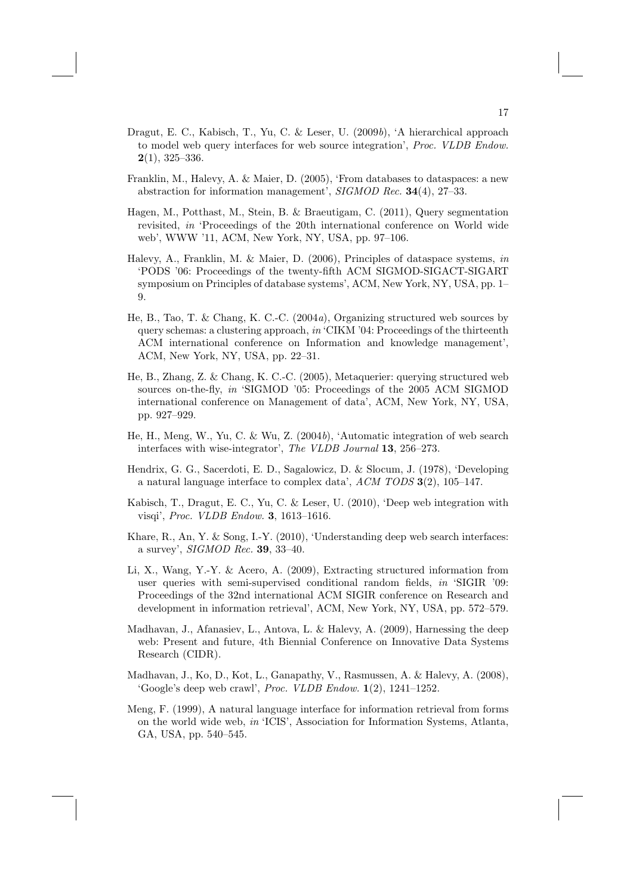Dragut, E. C., Kabisch, T., Yu, C. & Leser, U. (2009*b*), 'A hierarchical approach to model web query interfaces for web source integration', *Proc. VLDB Endow.* **2**(1), 325–336.

Franklin, M., Halevy, A. & Maier, D. (2005), 'From databases to dataspaces: a new abstraction for information management', *SIGMOD Rec.* **34**(4), 27–33.

Hagen, M., Potthast, M., Stein, B. & Braeutigam, C. (2011), Query segmentation revisited, *in* 'Proceedings of the 20th international conference on World wide web', WWW '11, ACM, New York, NY, USA, pp. 97–106.

Halevy, A., Franklin, M. & Maier, D. (2006), Principles of dataspace systems, *in* 'PODS '06: Proceedings of the twenty-fifth ACM SIGMOD-SIGACT-SIGART symposium on Principles of database systems', ACM, New York, NY, USA, pp. 1–9.

He, B., Tao, T. & Chang, K. C.-C. (2004*a*), Organizing structured web sources by query schemas: a clustering approach, *in* 'CIKM '04: Proceedings of the thirteenth ACM international conference on Information and knowledge management', ACM, New York, NY, USA, pp. 22–31.

He, B., Zhang, Z. & Chang, K. C.-C. (2005), Metaquerier: querying structured web sources on-the-fly, *in* 'SIGMOD '05: Proceedings of the 2005 ACM SIGMOD international conference on Management of data', ACM, New York, NY, USA, pp. 927–929.

He, H., Meng, W., Yu, C. & Wu, Z. (2004*b*), 'Automatic integration of web search interfaces with wise-integrator', *The VLDB Journal* **13**, 256–273.

Hendrix, G. G., Sacerdoti, E. D., Sagalowicz, D. & Slocum, J. (1978), 'Developing a natural language interface to complex data', *ACM TODS* **3**(2), 105–147.

Kabisch, T., Dragut, E. C., Yu, C. & Leser, U. (2010), 'Deep web integration with visqi', *Proc. VLDB Endow.* **3**, 1613–1616.

Khare, R., An, Y. & Song, I.-Y. (2010), 'Understanding deep web search interfaces: a survey', *SIGMOD Rec.* **39**, 33–40.

Li, X., Wang, Y.-Y. & Acero, A. (2009), Extracting structured information from user queries with semi-supervised conditional random fields, *in* 'SIGIR '09: Proceedings of the 32nd international ACM SIGIR conference on Research and development in information retrieval', ACM, New York, NY, USA, pp. 572–579.

Madhavan, J., Afanasiev, L., Antova, L. & Halevy, A. (2009), Harnessing the deep web: Present and future, 4th Biennial Conference on Innovative Data Systems Research (CIDR).

Madhavan, J., Ko, D., Kot, L., Ganapathy, V., Rasmussen, A. & Halevy, A. (2008), 'Google's deep web crawl', *Proc. VLDB Endow.* **1**(2), 1241–1252.

Meng, F. (1999), A natural language interface for information retrieval from forms on the world wide web, *in* 'ICIS', Association for Information Systems, Atlanta, GA, USA, pp. 540–545.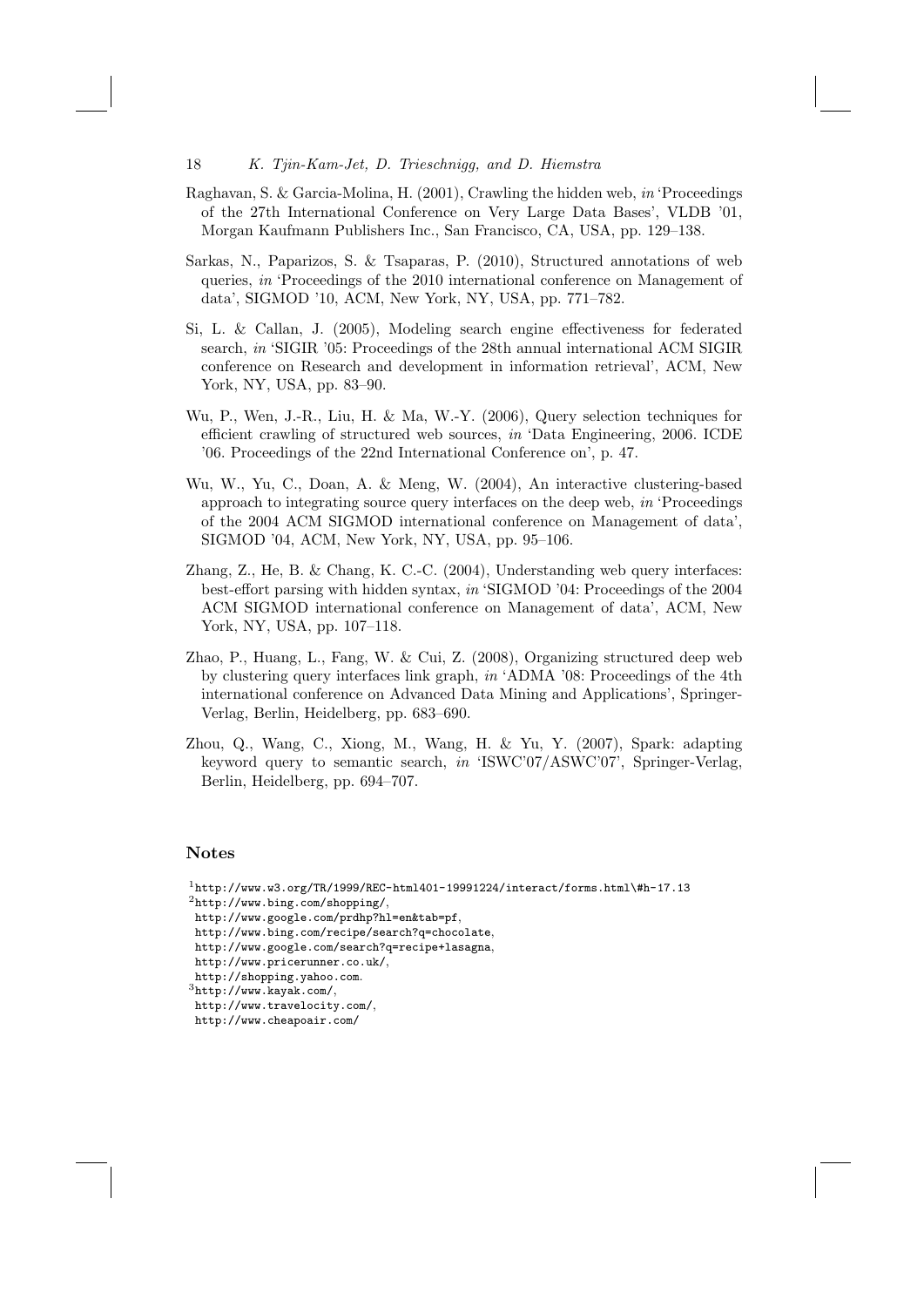Raghavan, S. & Garcia-Molina, H. (2001), Crawling the hidden web, *in* 'Proceedings of the 27th International Conference on Very Large Data Bases', VLDB '01, Morgan Kaufmann Publishers Inc., San Francisco, CA, USA, pp. 129–138.

Sarkas, N., Paparizos, S. & Tsaparas, P. (2010), Structured annotations of web queries, *in* 'Proceedings of the 2010 international conference on Management of data', SIGMOD '10, ACM, New York, NY, USA, pp. 771–782.

Si, L. & Callan, J. (2005), Modeling search engine effectiveness for federated search, *in* 'SIGIR '05: Proceedings of the 28th annual international ACM SIGIR conference on Research and development in information retrieval', ACM, New York, NY, USA, pp. 83–90.

Wu, P., Wen, J.-R., Liu, H. & Ma, W.-Y. (2006), Query selection techniques for efficient crawling of structured web sources, *in* 'Data Engineering, 2006. ICDE '06. Proceedings of the 22nd International Conference on', p. 47.

Wu, W., Yu, C., Doan, A. & Meng, W. (2004), An interactive clustering-based approach to integrating source query interfaces on the deep web, *in* 'Proceedings of the 2004 ACM SIGMOD international conference on Management of data', SIGMOD '04, ACM, New York, NY, USA, pp. 95–106.

Zhang, Z., He, B. & Chang, K. C.-C. (2004), Understanding web query interfaces: best-effort parsing with hidden syntax, *in* 'SIGMOD '04: Proceedings of the 2004 ACM SIGMOD international conference on Management of data', ACM, New York, NY, USA, pp. 107–118.

Zhao, P., Huang, L., Fang, W. & Cui, Z. (2008), Organizing structured deep web by clustering query interfaces link graph, *in* 'ADMA '08: Proceedings of the 4th international conference on Advanced Data Mining and Applications', Springer-Verlag, Berlin, Heidelberg, pp. 683–690.

Zhou, Q., Wang, C., Xiong, M., Wang, H. & Yu, Y. (2007), Spark: adapting keyword query to semantic search, *in* 'ISWC'07/ASWC'07', Springer-Verlag, Berlin, Heidelberg, pp. 694–707.

## Notes

[1] http://www.w3.org/TR/1999/REC-html401-19991224/interact/forms.html\#h-17.13

[2] http://www.bing.com/shopping/,
http://www.google.com/prdhp?hl=en&tab=pf,
http://www.bing.com/recipe/search?q=chocolate,
http://www.google.com/search?q=recipe+lasagna,
http://www.pricerunner.co.uk/,
http://shopping.yahoo.com.

[3] http://www.kayak.com/,
http://www.travelocity.com/,
http://www.cheapoair.com/